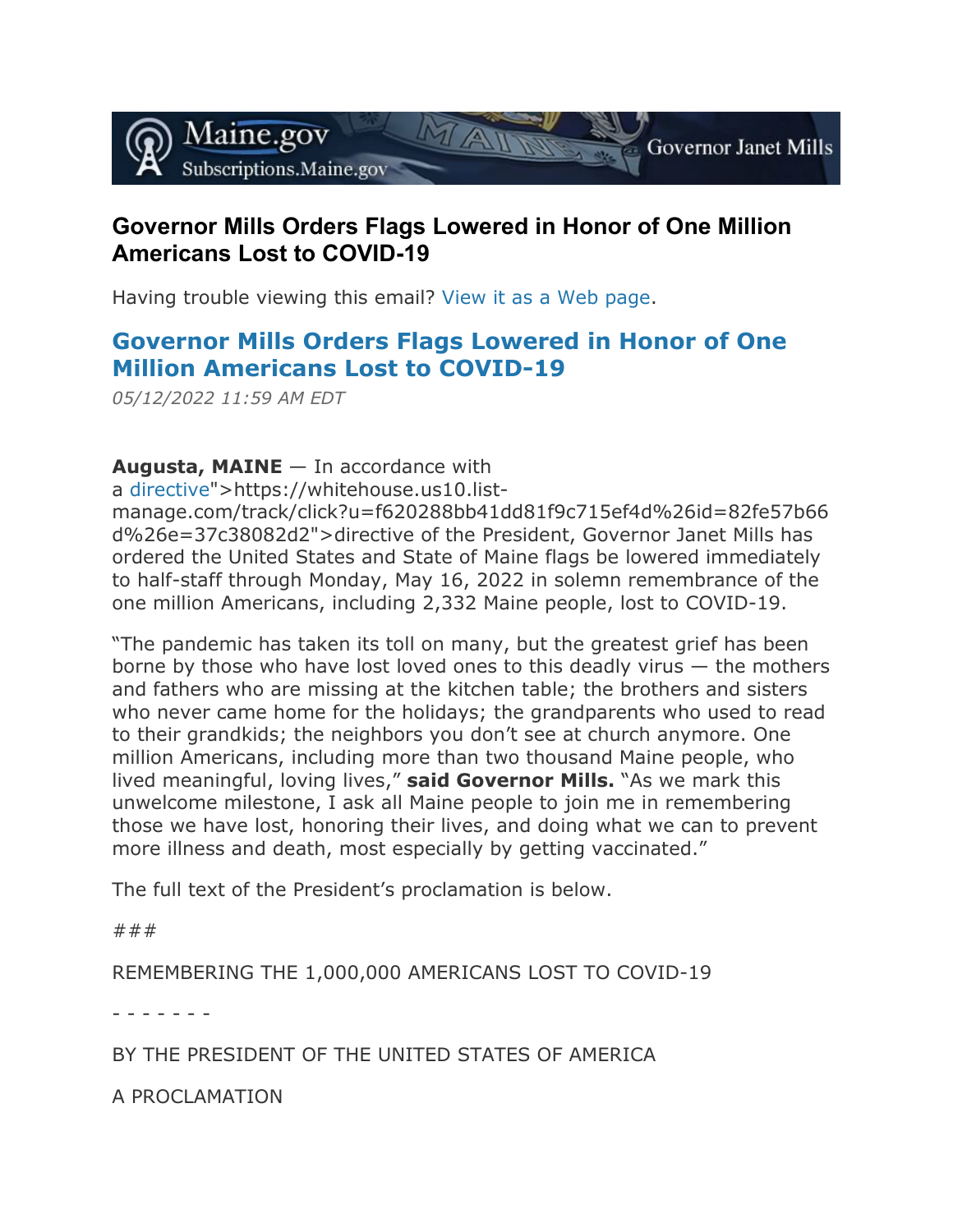## Governor Mills Orders Flags Lowered in Honor of One Million Americans Lost to COVID-19

Having trouble viewing this email? View it as a Web page.

## Governor Mills Orders Flags Lowered in Honor of One Million Americans Lost to COVID-19

*05/12/2022 11:59 AM EDT*

**Augusta, MAINE** — In accordance with a directive">https://whitehouse.us10.list-manage.com/track/click?u=f620288bb41dd81f9c715ef4d%26id=82fe57b66d%26e=37c38082d2">directive of the President, Governor Janet Mills has ordered the United States and State of Maine flags be lowered immediately to half-staff through Monday, May 16, 2022 in solemn remembrance of the one million Americans, including 2,332 Maine people, lost to COVID-19.

"The pandemic has taken its toll on many, but the greatest grief has been borne by those who have lost loved ones to this deadly virus — the mothers and fathers who are missing at the kitchen table; the brothers and sisters who never came home for the holidays; the grandparents who used to read to their grandkids; the neighbors you don't see at church anymore. One million Americans, including more than two thousand Maine people, who lived meaningful, loving lives," **said Governor Mills.** "As we mark this unwelcome milestone, I ask all Maine people to join me in remembering those we have lost, honoring their lives, and doing what we can to prevent more illness and death, most especially by getting vaccinated."

The full text of the President's proclamation is below.

*###*

REMEMBERING THE 1,000,000 AMERICANS LOST TO COVID-19

\- - - - - - -

BY THE PRESIDENT OF THE UNITED STATES OF AMERICA

A PROCLAMATION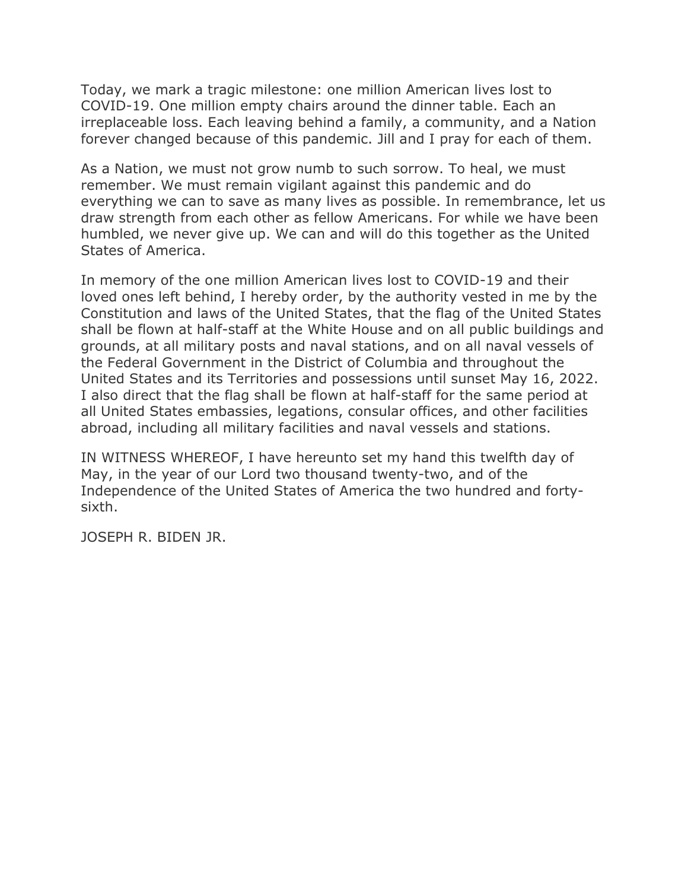Today, we mark a tragic milestone: one million American lives lost to COVID-19. One million empty chairs around the dinner table. Each an irreplaceable loss. Each leaving behind a family, a community, and a Nation forever changed because of this pandemic. Jill and I pray for each of them.

As a Nation, we must not grow numb to such sorrow. To heal, we must remember. We must remain vigilant against this pandemic and do everything we can to save as many lives as possible. In remembrance, let us draw strength from each other as fellow Americans. For while we have been humbled, we never give up. We can and will do this together as the United States of America.

In memory of the one million American lives lost to COVID-19 and their loved ones left behind, I hereby order, by the authority vested in me by the Constitution and laws of the United States, that the flag of the United States shall be flown at half-staff at the White House and on all public buildings and grounds, at all military posts and naval stations, and on all naval vessels of the Federal Government in the District of Columbia and throughout the United States and its Territories and possessions until sunset May 16, 2022. I also direct that the flag shall be flown at half-staff for the same period at all United States embassies, legations, consular offices, and other facilities abroad, including all military facilities and naval vessels and stations.

IN WITNESS WHEREOF, I have hereunto set my hand this twelfth day of May, in the year of our Lord two thousand twenty-two, and of the Independence of the United States of America the two hundred and forty-sixth.

JOSEPH R. BIDEN JR.